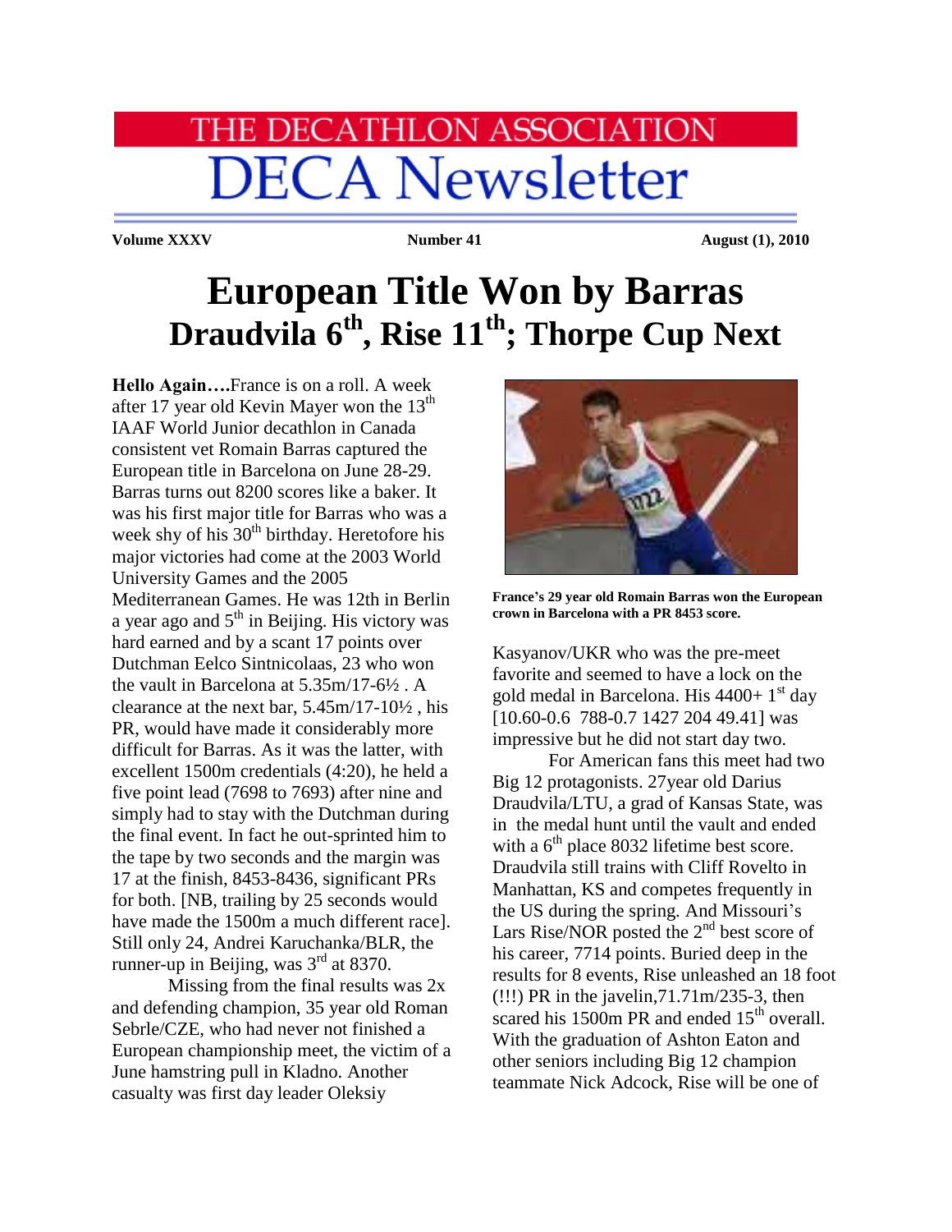# THE DECATHLON ASSOCIATION
# DECA Newsletter

**Volume XXXV** **Number 41** **August (1), 2010**

# European Title Won by Barras
## Draudvila 6th, Rise 11th; Thorpe Cup Next

**Hello Again….**France is on a roll. A week after 17 year old Kevin Mayer won the 13th IAAF World Junior decathlon in Canada consistent vet Romain Barras captured the European title in Barcelona on June 28-29. Barras turns out 8200 scores like a baker. It was his first major title for Barras who was a week shy of his 30th birthday. Heretofore his major victories had come at the 2003 World University Games and the 2005 Mediterranean Games. He was 12th in Berlin a year ago and 5th in Beijing. His victory was hard earned and by a scant 17 points over Dutchman Eelco Sintnicolaas, 23 who won the vault in Barcelona at 5.35m/17-6½ . A clearance at the next bar, 5.45m/17-10½ , his PR, would have made it considerably more difficult for Barras. As it was the latter, with excellent 1500m credentials (4:20), he held a five point lead (7698 to 7693) after nine and simply had to stay with the Dutchman during the final event. In fact he out-sprinted him to the tape by two seconds and the margin was 17 at the finish, 8453-8436, significant PRs for both. [NB, trailing by 25 seconds would have made the 1500m a much different race]. Still only 24, Andrei Karuchanka/BLR, the runner-up in Beijing, was 3rd at 8370.

Missing from the final results was 2x and defending champion, 35 year old Roman Sebrle/CZE, who had never not finished a European championship meet, the victim of a June hamstring pull in Kladno. Another casualty was first day leader Oleksiy Kasyanov/UKR who was the pre-meet favorite and seemed to have a lock on the gold medal in Barcelona. His 4400+ 1st day [10.60-0.6 788-0.7 1427 204 49.41] was impressive but he did not start day two.

**France's 29 year old Romain Barras won the European crown in Barcelona with a PR 8453 score.**

For American fans this meet had two Big 12 protagonists. 27year old Darius Draudvila/LTU, a grad of Kansas State, was in the medal hunt until the vault and ended with a 6th place 8032 lifetime best score. Draudvila still trains with Cliff Rovelto in Manhattan, KS and competes frequently in the US during the spring. And Missouri's Lars Rise/NOR posted the 2nd best score of his career, 7714 points. Buried deep in the results for 8 events, Rise unleashed an 18 foot (!!!) PR in the javelin,71.71m/235-3, then scared his 1500m PR and ended 15th overall. With the graduation of Ashton Eaton and other seniors including Big 12 champion teammate Nick Adcock, Rise will be one of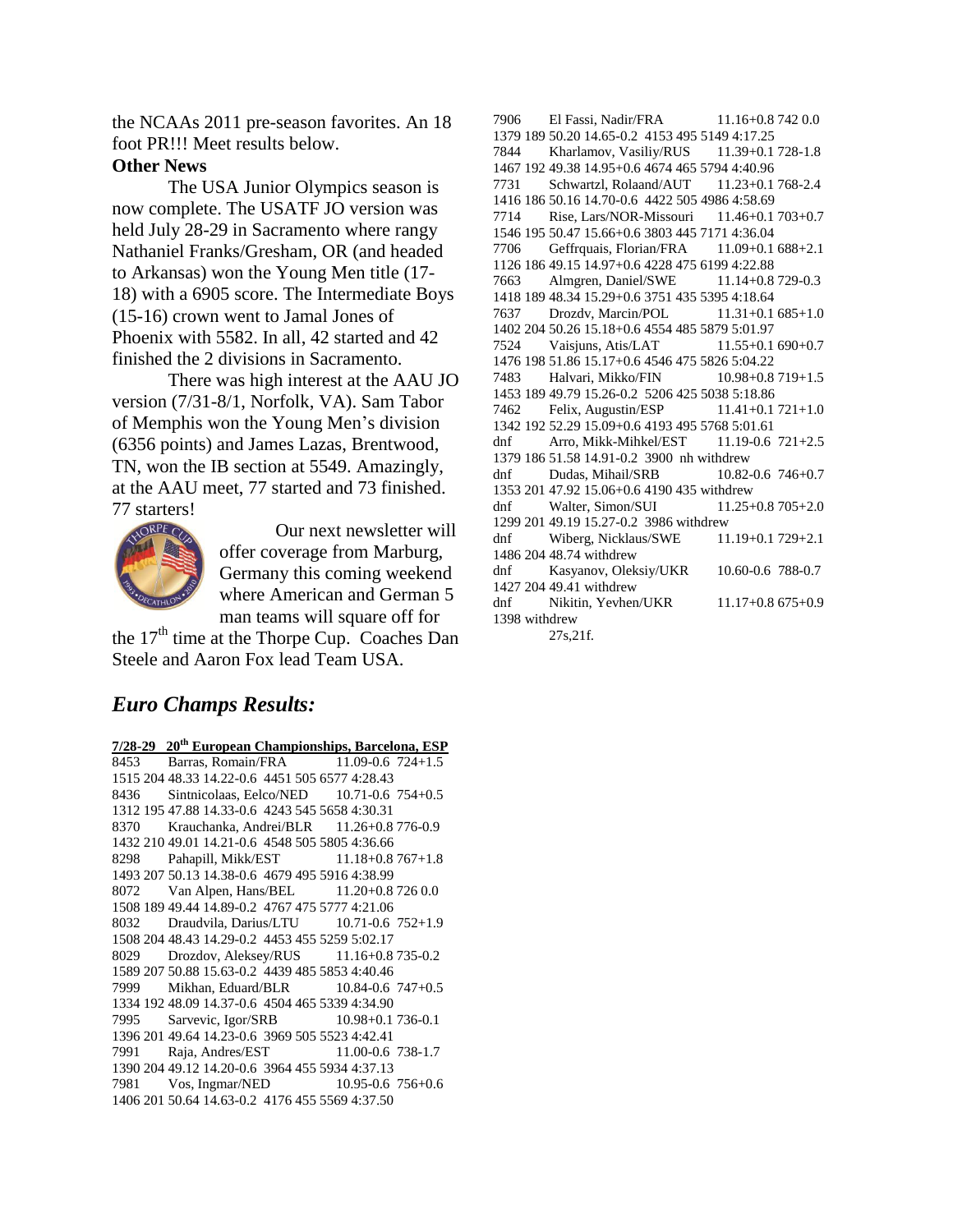the NCAAs 2011 pre-season favorites. An 18 foot PR!!! Meet results below.

**Other News**

The USA Junior Olympics season is now complete. The USATF JO version was held July 28-29 in Sacramento where rangy Nathaniel Franks/Gresham, OR (and headed to Arkansas) won the Young Men title (17-18) with a 6905 score. The Intermediate Boys (15-16) crown went to Jamal Jones of Phoenix with 5582. In all, 42 started and 42 finished the 2 divisions in Sacramento.

There was high interest at the AAU JO version (7/31-8/1, Norfolk, VA). Sam Tabor of Memphis won the Young Men's division (6356 points) and James Lazas, Brentwood, TN, won the IB section at 5549. Amazingly, at the AAU meet, 77 started and 73 finished. 77 starters!

Our next newsletter will offer coverage from Marburg, Germany this coming weekend where American and German 5 man teams will square off for the 17th time at the Thorpe Cup. Coaches Dan Steele and Aaron Fox lead Team USA.

## *Euro Champs Results:*

**7/28-29 20th European Championships, Barcelona, ESP**

8453 Barras, Romain/FRA 11.09-0.6 724+1.5
1515 204 48.33 14.22-0.6 4451 505 6577 4:28.43
8436 Sintnicolaas, Eelco/NED 10.71-0.6 754+0.5
1312 195 47.88 14.33-0.6 4243 545 5658 4:30.31
8370 Krauchanka, Andrei/BLR 11.26+0.8 776-0.9
1432 210 49.01 14.21-0.6 4548 505 5805 4:36.66
8298 Pahapill, Mikk/EST 11.18+0.8 767+1.8
1493 207 50.13 14.38-0.6 4679 495 5916 4:38.99
8072 Van Alpen, Hans/BEL 11.20+0.8 726 0.0
1508 189 49.44 14.89-0.2 4767 475 5777 4:21.06
8032 Draudvila, Darius/LTU 10.71-0.6 752+1.9
1508 204 48.43 14.29-0.2 4453 455 5259 5:02.17
8029 Drozdov, Aleksey/RUS 11.16+0.8 735-0.2
1589 207 50.88 15.63-0.2 4439 485 5853 4:40.46
7999 Mikhan, Eduard/BLR 10.84-0.6 747+0.5
1334 192 48.09 14.37-0.6 4504 465 5339 4:34.90
7995 Sarvevic, Igor/SRB 10.98+0.1 736-0.1
1396 201 49.64 14.23-0.6 3969 505 5523 4:42.41
7991 Raja, Andres/EST 11.00-0.6 738-1.7
1390 204 49.12 14.20-0.6 3964 455 5934 4:37.13
7981 Vos, Ingmar/NED 10.95-0.6 756+0.6
1406 201 50.64 14.63-0.2 4176 455 5569 4:37.50
7906 El Fassi, Nadir/FRA 11.16+0.8 742 0.0
1379 189 50.20 14.65-0.2 4153 495 5149 4:17.25
7844 Kharlamov, Vasiliy/RUS 11.39+0.1 728-1.8
1467 192 49.38 14.95+0.6 4674 465 5794 4:40.96
7731 Schwartzl, Rolaand/AUT 11.23+0.1 768-2.4
1416 186 50.16 14.70-0.6 4422 505 4986 4:58.69
7714 Rise, Lars/NOR-Missouri 11.46+0.1 703+0.7
1546 195 50.47 15.66+0.6 3803 445 7171 4:36.04
7706 Geffrquais, Florian/FRA 11.09+0.1 688+2.1
1126 186 49.15 14.97+0.6 4228 475 6199 4:22.88
7663 Almgren, Daniel/SWE 11.14+0.8 729-0.3
1418 189 48.34 15.29+0.6 3751 435 5395 4:18.64
7637 Drozdv, Marcin/POL 11.31+0.1 685+1.0
1402 204 50.26 15.18+0.6 4554 485 5879 5:01.97
7524 Vaisjuns, Atis/LAT 11.55+0.1 690+0.7
1476 198 51.86 15.17+0.6 4546 475 5826 5:04.22
7483 Halvari, Mikko/FIN 10.98+0.8 719+1.5
1453 189 49.79 15.26-0.2 5206 425 5038 5:18.86
7462 Felix, Augustin/ESP 11.41+0.1 721+1.0
1342 192 52.29 15.09+0.6 4193 495 5768 5:01.61
dnf Arro, Mikk-Mihkel/EST 11.19-0.6 721+2.5
1379 186 51.58 14.91-0.2 3900 nh withdrew
dnf Dudas, Mihail/SRB 10.82-0.6 746+0.7
1353 201 47.92 15.06+0.6 4190 435 withdrew
dnf Walter, Simon/SUI 11.25+0.8 705+2.0
1299 201 49.19 15.27-0.2 3986 withdrew
dnf Wiberg, Nicklaus/SWE 11.19+0.1 729+2.1
1486 204 48.74 withdrew
dnf Kasyanov, Oleksiy/UKR 10.60-0.6 788-0.7
1427 204 49.41 withdrew
dnf Nikitin, Yevhen/UKR 11.17+0.8 675+0.9
1398 withdrew
27s,21f.